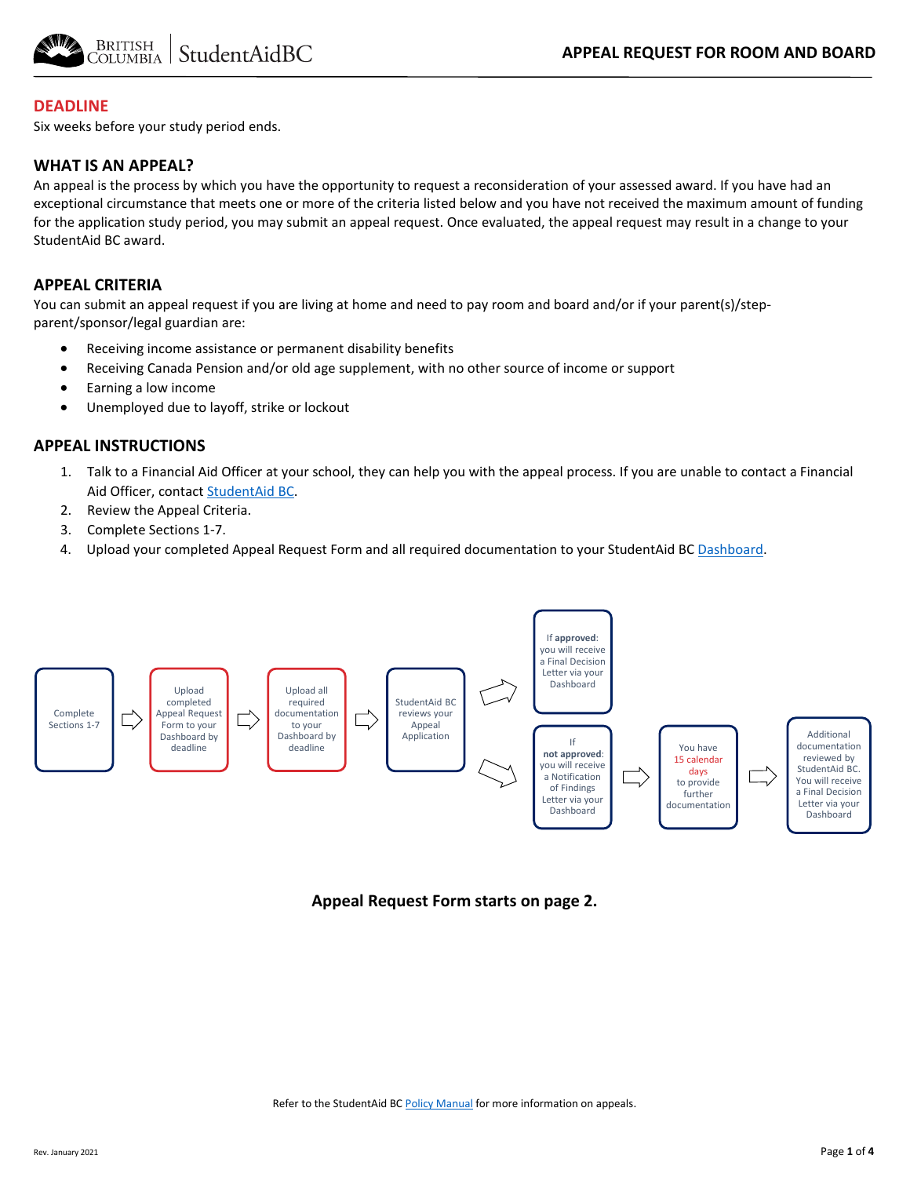# APPEAL REQUEST FOR ROOM AND BOARD

## DEADLINE

Six weeks before your study period ends.

## WHAT IS AN APPEAL?

An appeal is the process by which you have the opportunity to request a reconsideration of your assessed award. If you have had an exceptional circumstance that meets one or more of the criteria listed below and you have not received the maximum amount of funding for the application study period, you may submit an appeal request. Once evaluated, the appeal request may result in a change to your StudentAid BC award.

## APPEAL CRITERIA

You can submit an appeal request if you are living at home and need to pay room and board and/or if your parent(s)/step-parent/sponsor/legal guardian are:

- Receiving income assistance or permanent disability benefits
- Receiving Canada Pension and/or old age supplement, with no other source of income or support
- Earning a low income
- Unemployed due to layoff, strike or lockout

## APPEAL INSTRUCTIONS

1. Talk to a Financial Aid Officer at your school, they can help you with the appeal process. If you are unable to contact a Financial Aid Officer, contact StudentAid BC.
2. Review the Appeal Criteria.
3. Complete Sections 1-7.
4. Upload your completed Appeal Request Form and all required documentation to your StudentAid BC Dashboard.

Complete Sections 1-7 → Upload completed Appeal Request Form to your Dashboard by deadline → Upload all required documentation to your Dashboard by deadline → StudentAid BC reviews your Appeal Application →

- If **approved**: you will receive a Final Decision Letter via your Dashboard
- If **not approved**: you will receive a Notification of Findings Letter via your Dashboard → You have 15 calendar days to provide further documentation → Additional documentation reviewed by StudentAid BC. You will receive a Final Decision Letter via your Dashboard

**Appeal Request Form starts on page 2.**

Refer to the StudentAid BC Policy Manual for more information on appeals.

Rev. January 2021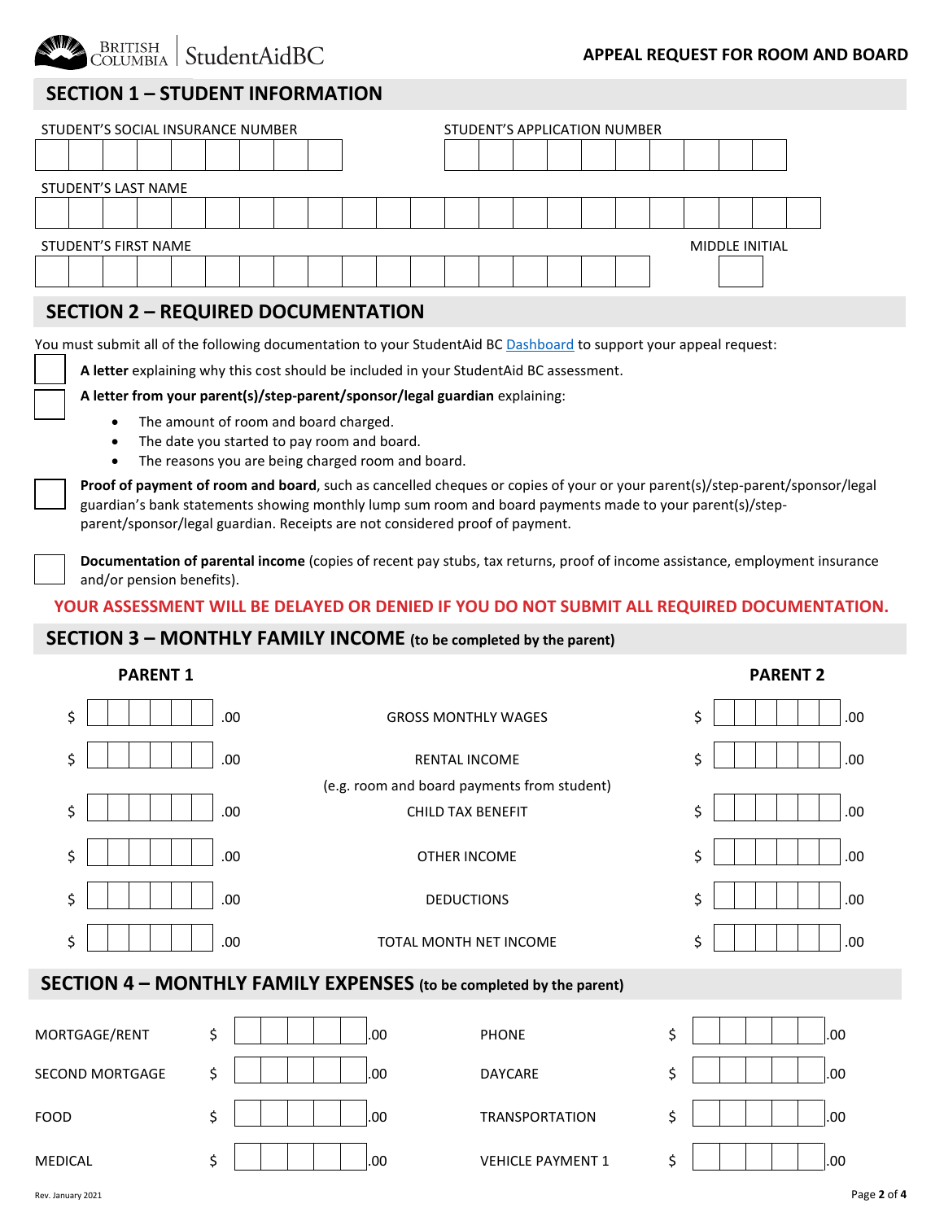**APPEAL REQUEST FOR ROOM AND BOARD**

## SECTION 1 – STUDENT INFORMATION

STUDENT'S SOCIAL INSURANCE NUMBER

STUDENT'S APPLICATION NUMBER

STUDENT'S LAST NAME

STUDENT'S FIRST NAME

MIDDLE INITIAL

## SECTION 2 – REQUIRED DOCUMENTATION

You must submit all of the following documentation to your StudentAid BC Dashboard to support your appeal request:

☐ **A letter** explaining why this cost should be included in your StudentAid BC assessment.

☐ **A letter from your parent(s)/step-parent/sponsor/legal guardian** explaining:

- The amount of room and board charged.
- The date you started to pay room and board.
- The reasons you are being charged room and board.

☐ **Proof of payment of room and board**, such as cancelled cheques or copies of your or your parent(s)/step-parent/sponsor/legal guardian's bank statements showing monthly lump sum room and board payments made to your parent(s)/step-parent/sponsor/legal guardian. Receipts are not considered proof of payment.

☐ **Documentation of parental income** (copies of recent pay stubs, tax returns, proof of income assistance, employment insurance and/or pension benefits).

**YOUR ASSESSMENT WILL BE DELAYED OR DENIED IF YOU DO NOT SUBMIT ALL REQUIRED DOCUMENTATION.**

## SECTION 3 – MONTHLY FAMILY INCOME (to be completed by the parent)

| PARENT 1 | | PARENT 2 |
|---|---|---|
| $ .00 | GROSS MONTHLY WAGES | $ .00 |
| $ .00 | RENTAL INCOME (e.g. room and board payments from student) | $ .00 |
| $ .00 | CHILD TAX BENEFIT | $ .00 |
| $ .00 | OTHER INCOME | $ .00 |
| $ .00 | DEDUCTIONS | $ .00 |
| $ .00 | TOTAL MONTH NET INCOME | $ .00 |

## SECTION 4 – MONTHLY FAMILY EXPENSES (to be completed by the parent)

| | | | |
|---|---|---|---|
| MORTGAGE/RENT | $ .00 | PHONE | $ .00 |
| SECOND MORTGAGE | $ .00 | DAYCARE | $ .00 |
| FOOD | $ .00 | TRANSPORTATION | $ .00 |
| MEDICAL | $ .00 | VEHICLE PAYMENT 1 | $ .00 |

Rev. January 2021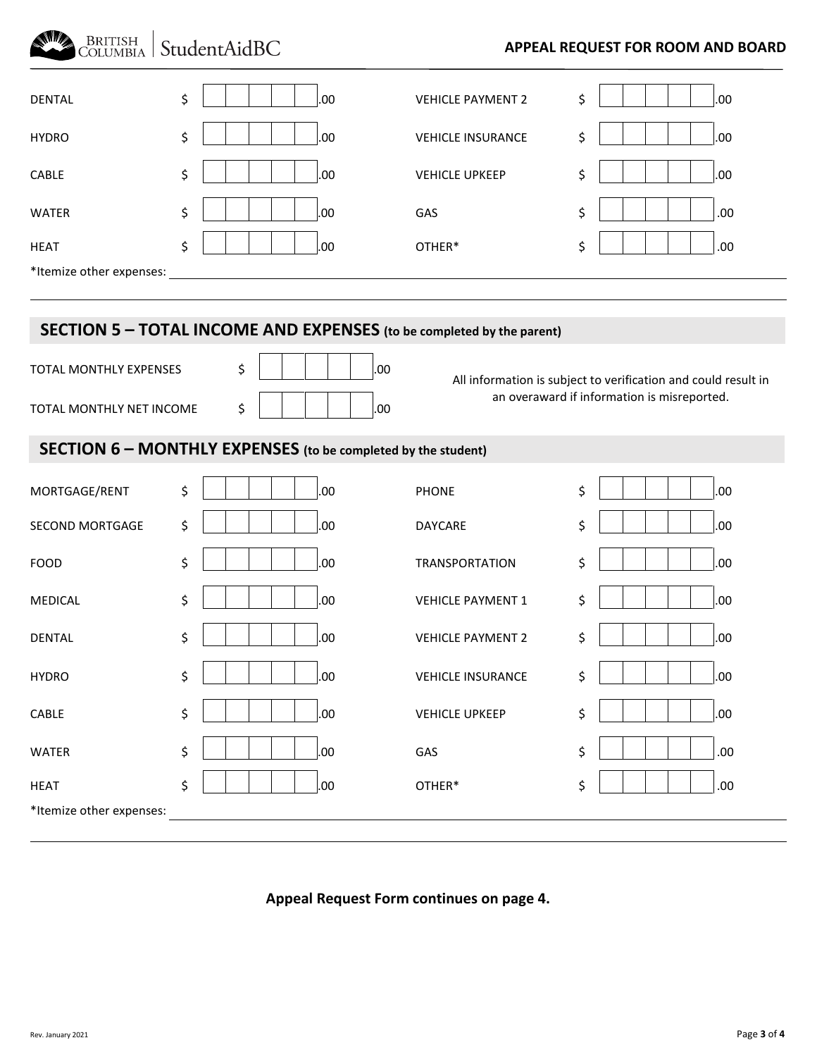| | | | |
|---|---|---|---|
| DENTAL | $ .00 | VEHICLE PAYMENT 2 | $ .00 |
| HYDRO | $ .00 | VEHICLE INSURANCE | $ .00 |
| CABLE | $ .00 | VEHICLE UPKEEP | $ .00 |
| WATER | $ .00 | GAS | $ .00 |
| HEAT | $ .00 | OTHER* | $ .00 |

*Itemize other expenses: ____________________

## SECTION 5 – TOTAL INCOME AND EXPENSES (to be completed by the parent)

| | |
|---|---|
| TOTAL MONTHLY EXPENSES | $ .00 |
| TOTAL MONTHLY NET INCOME | $ .00 |

All information is subject to verification and could result in an overaward if information is misreported.

## SECTION 6 – MONTHLY EXPENSES (to be completed by the student)

| | | | |
|---|---|---|---|
| MORTGAGE/RENT | $ .00 | PHONE | $ .00 |
| SECOND MORTGAGE | $ .00 | DAYCARE | $ .00 |
| FOOD | $ .00 | TRANSPORTATION | $ .00 |
| MEDICAL | $ .00 | VEHICLE PAYMENT 1 | $ .00 |
| DENTAL | $ .00 | VEHICLE PAYMENT 2 | $ .00 |
| HYDRO | $ .00 | VEHICLE INSURANCE | $ .00 |
| CABLE | $ .00 | VEHICLE UPKEEP | $ .00 |
| WATER | $ .00 | GAS | $ .00 |
| HEAT | $ .00 | OTHER* | $ .00 |

*Itemize other expenses: ____________________

**Appeal Request Form continues on page 4.**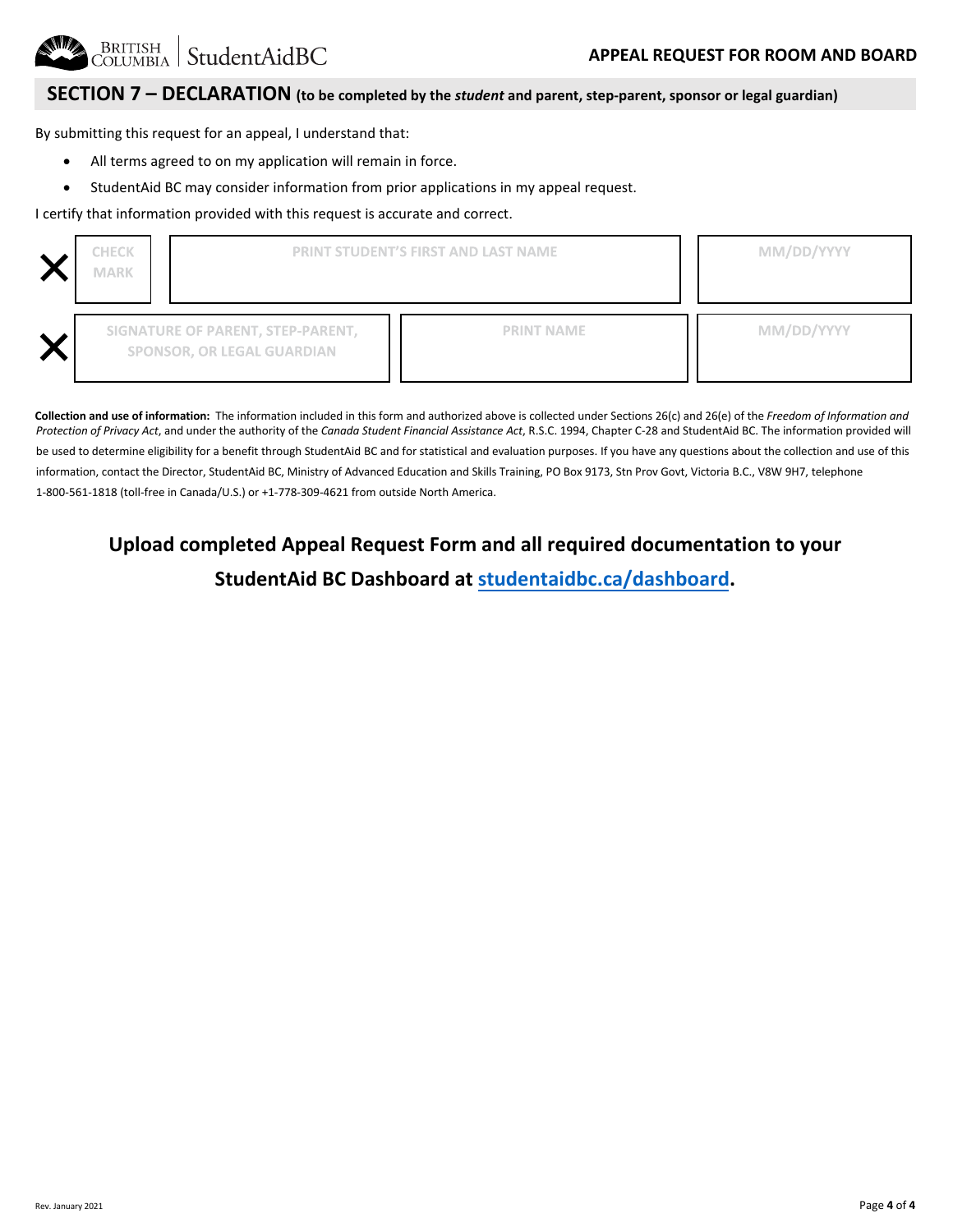## SECTION 7 – DECLARATION (to be completed by the *student* and parent, step-parent, sponsor or legal guardian)

By submitting this request for an appeal, I understand that:

- All terms agreed to on my application will remain in force.
- StudentAid BC may consider information from prior applications in my appeal request.

I certify that information provided with this request is accurate and correct.

| | | | |
|---|---|---|---|
| ✕ | CHECK MARK | PRINT STUDENT'S FIRST AND LAST NAME | MM/DD/YYYY |
| ✕ | SIGNATURE OF PARENT, STEP-PARENT, SPONSOR, OR LEGAL GUARDIAN | PRINT NAME | MM/DD/YYYY |

**Collection and use of information:** The information included in this form and authorized above is collected under Sections 26(c) and 26(e) of the *Freedom of Information and Protection of Privacy Act*, and under the authority of the *Canada Student Financial Assistance Act*, R.S.C. 1994, Chapter C-28 and StudentAid BC. The information provided will be used to determine eligibility for a benefit through StudentAid BC and for statistical and evaluation purposes. If you have any questions about the collection and use of this information, contact the Director, StudentAid BC, Ministry of Advanced Education and Skills Training, PO Box 9173, Stn Prov Govt, Victoria B.C., V8W 9H7, telephone 1-800-561-1818 (toll-free in Canada/U.S.) or +1-778-309-4621 from outside North America.

**Upload completed Appeal Request Form and all required documentation to your StudentAid BC Dashboard at studentaidbc.ca/dashboard.**

Rev. January 2021